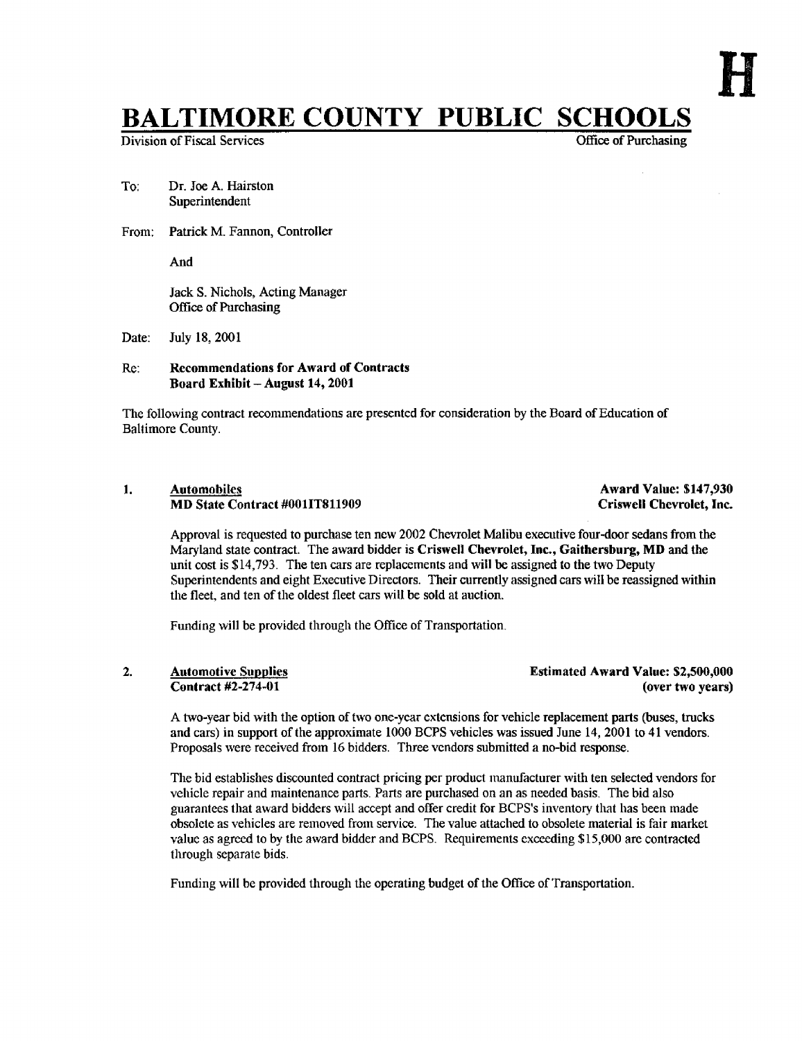H

# BALTIMORE COUNTY PUBLIC SCHOOLS

Division of Fiscal Services — Office of Purchasing

To: Dr. Joe A. Hairston
Superintendent

From: Patrick M. Fannon, Controller

And

Jack S. Nichols, Acting Manager
Office of Purchasing

Date: July 18, 2001

Re: **Recommendations for Award of Contracts**
**Board Exhibit – August 14, 2001**

The following contract recommendations are presented for consideration by the Board of Education of Baltimore County.

**1. Automobiles** — **Award Value: $147,930**
**MD State Contract #001IT811909** — **Criswell Chevrolet, Inc.**

Approval is requested to purchase ten new 2002 Chevrolet Malibu executive four-door sedans from the Maryland state contract. The award bidder is **Criswell Chevrolet, Inc., Gaithersburg, MD** and the unit cost is $14,793. The ten cars are replacements and will be assigned to the two Deputy Superintendents and eight Executive Directors. Their currently assigned cars will be reassigned within the fleet, and ten of the oldest fleet cars will be sold at auction.

Funding will be provided through the Office of Transportation.

**2. Automotive Supplies** — **Estimated Award Value: $2,500,000**
**Contract #2-274-01** — **(over two years)**

A two-year bid with the option of two one-year extensions for vehicle replacement parts (buses, trucks and cars) in support of the approximate 1000 BCPS vehicles was issued June 14, 2001 to 41 vendors. Proposals were received from 16 bidders. Three vendors submitted a no-bid response.

The bid establishes discounted contract pricing per product manufacturer with ten selected vendors for vehicle repair and maintenance parts. Parts are purchased on an as needed basis. The bid also guarantees that award bidders will accept and offer credit for BCPS's inventory that has been made obsolete as vehicles are removed from service. The value attached to obsolete material is fair market value as agreed to by the award bidder and BCPS. Requirements exceeding $15,000 are contracted through separate bids.

Funding will be provided through the operating budget of the Office of Transportation.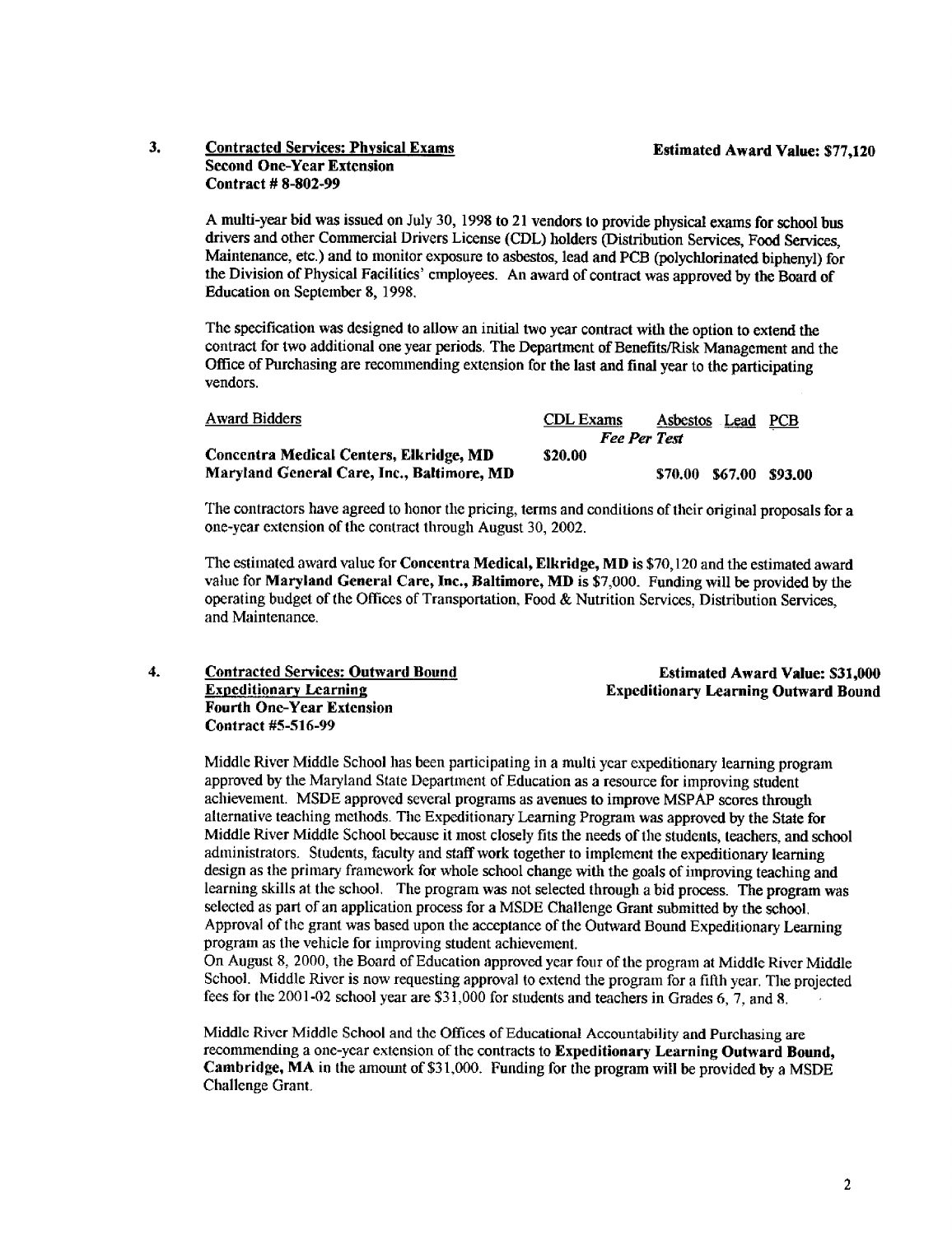**3. <u>Contracted Services: Physical Exams</u>** **Estimated Award Value: $77,120**
**Second One-Year Extension**
**Contract # 8-802-99**

A multi-year bid was issued on July 30, 1998 to 21 vendors to provide physical exams for school bus drivers and other Commercial Drivers License (CDL) holders (Distribution Services, Food Services, Maintenance, etc.) and to monitor exposure to asbestos, lead and PCB (polychlorinated biphenyl) for the Division of Physical Facilities' employees. An award of contract was approved by the Board of Education on September 8, 1998.

The specification was designed to allow an initial two year contract with the option to extend the contract for two additional one year periods. The Department of Benefits/Risk Management and the Office of Purchasing are recommending extension for the last and final year to the participating vendors.

| <u>Award Bidders</u> | <u>CDL Exams</u> | <u>Asbestos</u> | <u>Lead</u> | <u>PCB</u> |
|---|---|---|---|---|
| | *Fee Per Test* | | | |
| **Concentra Medical Centers, Elkridge, MD** | $20.00 | | | |
| **Maryland General Care, Inc., Baltimore, MD** | | $70.00 | $67.00 | $93.00 |

The contractors have agreed to honor the pricing, terms and conditions of their original proposals for a one-year extension of the contract through August 30, 2002.

The estimated award value for **Concentra Medical, Elkridge, MD** is $70,120 and the estimated award value for **Maryland General Care, Inc., Baltimore, MD** is $7,000. Funding will be provided by the operating budget of the Offices of Transportation, Food & Nutrition Services, Distribution Services, and Maintenance.

**4. <u>Contracted Services: Outward Bound</u>** **Estimated Award Value: $31,000**
**<u>Expeditionary Learning</u>** **Expeditionary Learning Outward Bound**
**Fourth One-Year Extension**
**Contract #5-516-99**

Middle River Middle School has been participating in a multi year expeditionary learning program approved by the Maryland State Department of Education as a resource for improving student achievement. MSDE approved several programs as avenues to improve MSPAP scores through alternative teaching methods. The Expeditionary Learning Program was approved by the State for Middle River Middle School because it most closely fits the needs of the students, teachers, and school administrators. Students, faculty and staff work together to implement the expeditionary learning design as the primary framework for whole school change with the goals of improving teaching and learning skills at the school. The program was not selected through a bid process. The program was selected as part of an application process for a MSDE Challenge Grant submitted by the school. Approval of the grant was based upon the acceptance of the Outward Bound Expeditionary Learning program as the vehicle for improving student achievement.
On August 8, 2000, the Board of Education approved year four of the program at Middle River Middle School. Middle River is now requesting approval to extend the program for a fifth year. The projected fees for the 2001-02 school year are $31,000 for students and teachers in Grades 6, 7, and 8.

Middle River Middle School and the Offices of Educational Accountability and Purchasing are recommending a one-year extension of the contracts to **Expeditionary Learning Outward Bound, Cambridge, MA** in the amount of $31,000. Funding for the program will be provided by a MSDE Challenge Grant.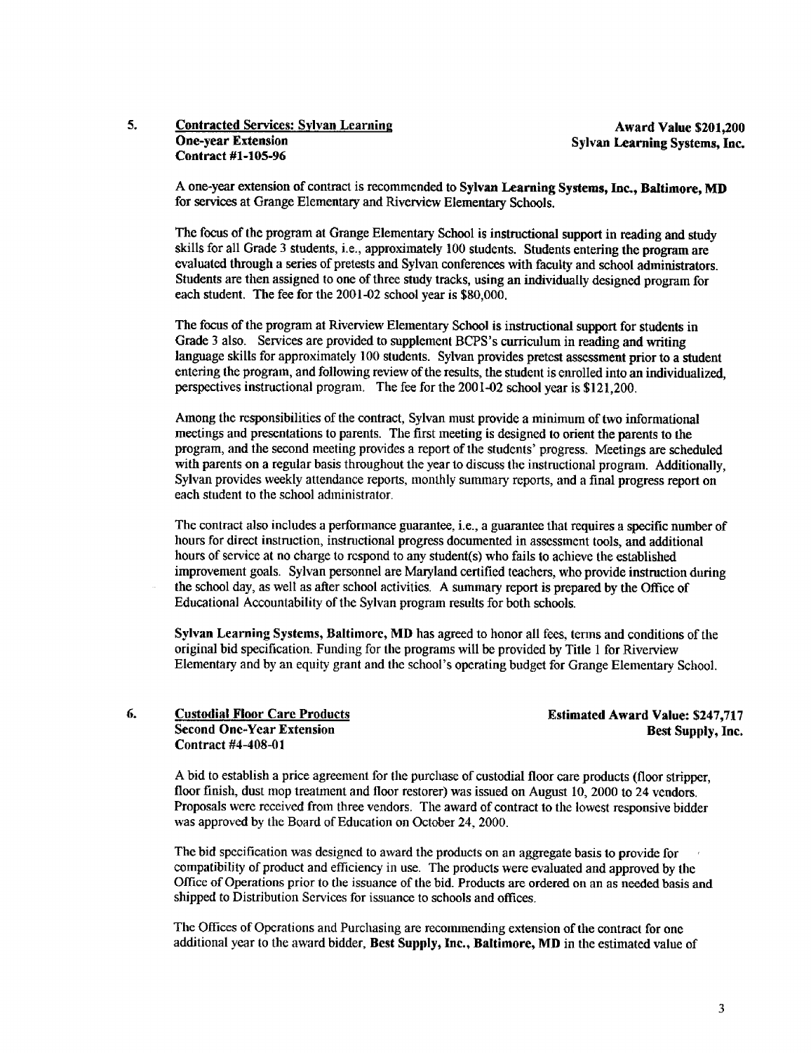5. **<u>Contracted Services: Sylvan Learning</u>**
   **One-year Extension**
   **Contract #1-105-96**

**Award Value $201,200**
**Sylvan Learning Systems, Inc.**

A one-year extension of contract is recommended to **Sylvan Learning Systems, Inc., Baltimore, MD** for services at Grange Elementary and Riverview Elementary Schools.

The focus of the program at Grange Elementary School is instructional support in reading and study skills for all Grade 3 students, i.e., approximately 100 students. Students entering the program are evaluated through a series of pretests and Sylvan conferences with faculty and school administrators. Students are then assigned to one of three study tracks, using an individually designed program for each student. The fee for the 2001-02 school year is $80,000.

The focus of the program at Riverview Elementary School is instructional support for students in Grade 3 also. Services are provided to supplement BCPS's curriculum in reading and writing language skills for approximately 100 students. Sylvan provides pretest assessment prior to a student entering the program, and following review of the results, the student is enrolled into an individualized, perspectives instructional program. The fee for the 2001-02 school year is $121,200.

Among the responsibilities of the contract, Sylvan must provide a minimum of two informational meetings and presentations to parents. The first meeting is designed to orient the parents to the program, and the second meeting provides a report of the students' progress. Meetings are scheduled with parents on a regular basis throughout the year to discuss the instructional program. Additionally, Sylvan provides weekly attendance reports, monthly summary reports, and a final progress report on each student to the school administrator.

The contract also includes a performance guarantee, i.e., a guarantee that requires a specific number of hours for direct instruction, instructional progress documented in assessment tools, and additional hours of service at no charge to respond to any student(s) who fails to achieve the established improvement goals. Sylvan personnel are Maryland certified teachers, who provide instruction during the school day, as well as after school activities. A summary report is prepared by the Office of Educational Accountability of the Sylvan program results for both schools.

**Sylvan Learning Systems, Baltimore, MD** has agreed to honor all fees, terms and conditions of the original bid specification. Funding for the programs will be provided by Title 1 for Riverview Elementary and by an equity grant and the school's operating budget for Grange Elementary School.

6. **<u>Custodial Floor Care Products</u>**
   **Second One-Year Extension**
   **Contract #4-408-01**

**Estimated Award Value: $247,717**
**Best Supply, Inc.**

A bid to establish a price agreement for the purchase of custodial floor care products (floor stripper, floor finish, dust mop treatment and floor restorer) was issued on August 10, 2000 to 24 vendors. Proposals were received from three vendors. The award of contract to the lowest responsive bidder was approved by the Board of Education on October 24, 2000.

The bid specification was designed to award the products on an aggregate basis to provide for compatibility of product and efficiency in use. The products were evaluated and approved by the Office of Operations prior to the issuance of the bid. Products are ordered on an as needed basis and shipped to Distribution Services for issuance to schools and offices.

The Offices of Operations and Purchasing are recommending extension of the contract for one additional year to the award bidder, **Best Supply, Inc., Baltimore, MD** in the estimated value of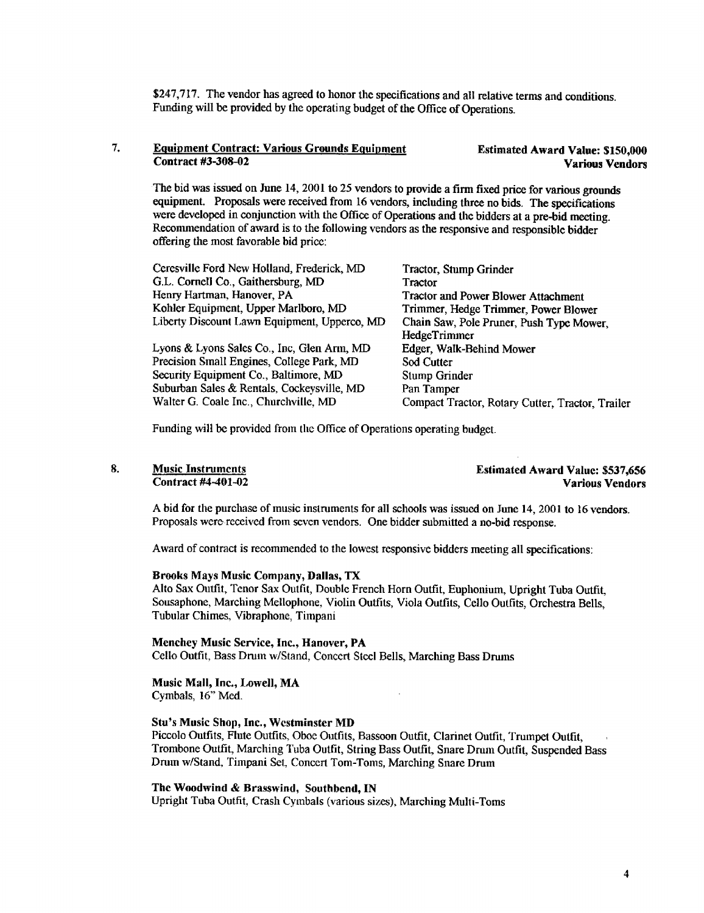$247,717. The vendor has agreed to honor the specifications and all relative terms and conditions. Funding will be provided by the operating budget of the Office of Operations.

7. **Equipment Contract: Various Grounds Equipment** — **Estimated Award Value: $150,000**
   **Contract #3-308-02** — **Various Vendors**

The bid was issued on June 14, 2001 to 25 vendors to provide a firm fixed price for various grounds equipment. Proposals were received from 16 vendors, including three no bids. The specifications were developed in conjunction with the Office of Operations and the bidders at a pre-bid meeting. Recommendation of award is to the following vendors as the responsive and responsible bidder offering the most favorable bid price:

| Vendor | Equipment |
|---|---|
| Ceresville Ford New Holland, Frederick, MD | Tractor, Stump Grinder |
| G.L. Cornell Co., Gaithersburg, MD | Tractor |
| Henry Hartman, Hanover, PA | Tractor and Power Blower Attachment |
| Kohler Equipment, Upper Marlboro, MD | Trimmer, Hedge Trimmer, Power Blower |
| Liberty Discount Lawn Equipment, Upperco, MD | Chain Saw, Pole Pruner, Push Type Mower, HedgeTrimmer |
| Lyons & Lyons Sales Co., Inc, Glen Arm, MD | Edger, Walk-Behind Mower |
| Precision Small Engines, College Park, MD | Sod Cutter |
| Security Equipment Co., Baltimore, MD | Stump Grinder |
| Suburban Sales & Rentals, Cockeysville, MD | Pan Tamper |
| Walter G. Coale Inc., Churchville, MD | Compact Tractor, Rotary Cutter, Tractor, Trailer |

Funding will be provided from the Office of Operations operating budget.

8. **Music Instruments** — **Estimated Award Value: $537,656**
   **Contract #4-401-02** — **Various Vendors**

A bid for the purchase of music instruments for all schools was issued on June 14, 2001 to 16 vendors. Proposals were received from seven vendors. One bidder submitted a no-bid response.

Award of contract is recommended to the lowest responsive bidders meeting all specifications:

**Brooks Mays Music Company, Dallas, TX**
Alto Sax Outfit, Tenor Sax Outfit, Double French Horn Outfit, Euphonium, Upright Tuba Outfit, Sousaphone, Marching Mellophone, Violin Outfits, Viola Outfits, Cello Outfits, Orchestra Bells, Tubular Chimes, Vibraphone, Timpani

**Menchey Music Service, Inc., Hanover, PA**
Cello Outfit, Bass Drum w/Stand, Concert Steel Bells, Marching Bass Drums

**Music Mall, Inc., Lowell, MA**
Cymbals, 16" Med.

**Stu's Music Shop, Inc., Westminster MD**
Piccolo Outfits, Flute Outfits, Oboe Outfits, Bassoon Outfit, Clarinet Outfit, Trumpet Outfit, Trombone Outfit, Marching Tuba Outfit, String Bass Outfit, Snare Drum Outfit, Suspended Bass Drum w/Stand, Timpani Set, Concert Tom-Toms, Marching Snare Drum

**The Woodwind & Brasswind, Southbend, IN**
Upright Tuba Outfit, Crash Cymbals (various sizes), Marching Multi-Toms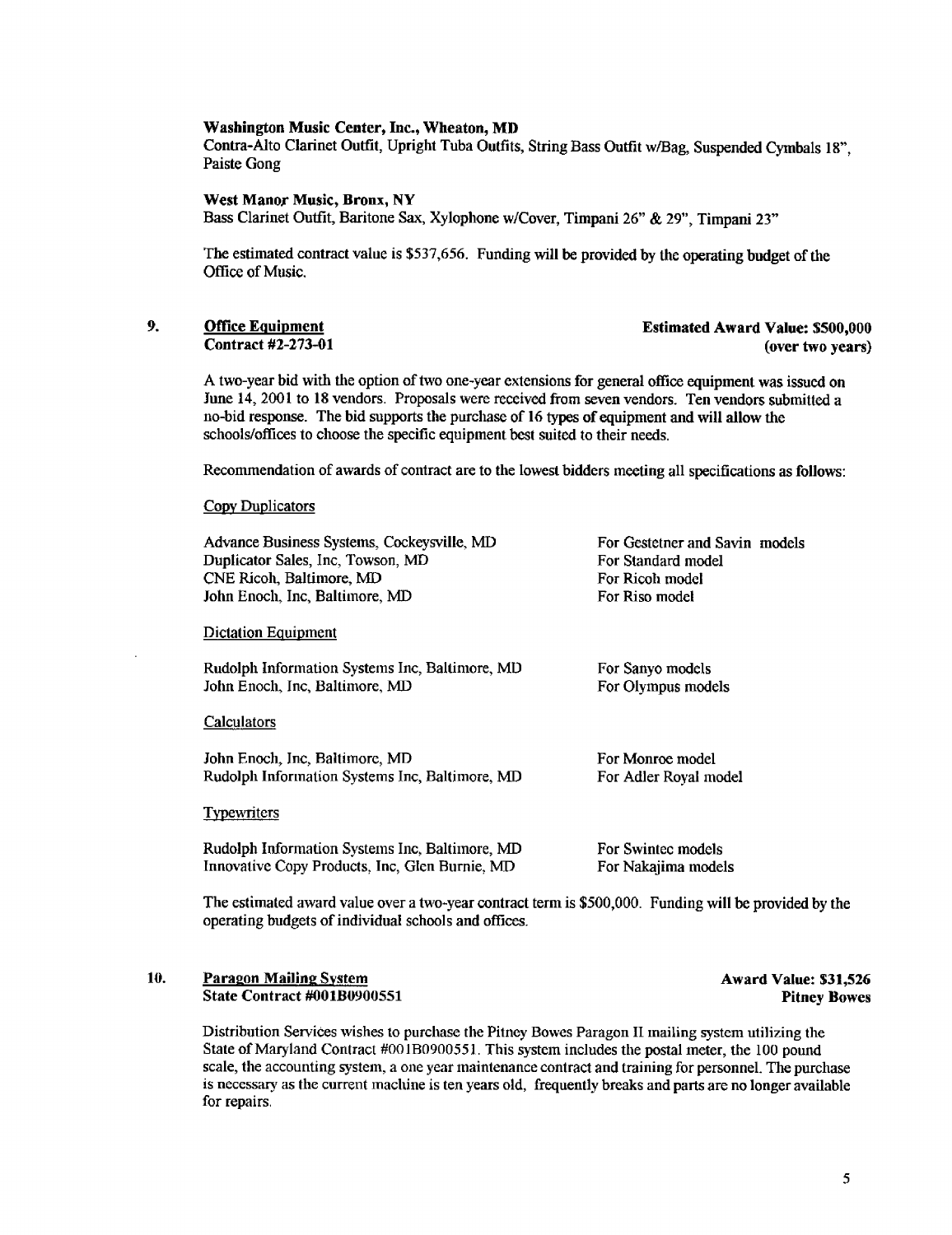**Washington Music Center, Inc., Wheaton, MD**
Contra-Alto Clarinet Outfit, Upright Tuba Outfits, String Bass Outfit w/Bag, Suspended Cymbals 18", Paiste Gong

**West Manor Music, Bronx, NY**
Bass Clarinet Outfit, Baritone Sax, Xylophone w/Cover, Timpani 26" & 29", Timpani 23"

The estimated contract value is $537,656. Funding will be provided by the operating budget of the Office of Music.

9. <u>**Office Equipment**</u> — **Estimated Award Value: $500,000 (over two years)**
**Contract #2-273-01**

A two-year bid with the option of two one-year extensions for general office equipment was issued on June 14, 2001 to 18 vendors. Proposals were received from seven vendors. Ten vendors submitted a no-bid response. The bid supports the purchase of 16 types of equipment and will allow the schools/offices to choose the specific equipment best suited to their needs.

Recommendation of awards of contract are to the lowest bidders meeting all specifications as follows:

<u>Copy Duplicators</u>

| Vendor | Model |
|---|---|
| Advance Business Systems, Cockeysville, MD | For Gestetner and Savin models |
| Duplicator Sales, Inc, Towson, MD | For Standard model |
| CNE Ricoh, Baltimore, MD | For Ricoh model |
| John Enoch, Inc, Baltimore, MD | For Riso model |

<u>Dictation Equipment</u>

| Vendor | Model |
|---|---|
| Rudolph Information Systems Inc, Baltimore, MD | For Sanyo models |
| John Enoch, Inc, Baltimore, MD | For Olympus models |

<u>Calculators</u>

| Vendor | Model |
|---|---|
| John Enoch, Inc, Baltimore, MD | For Monroe model |
| Rudolph Information Systems Inc, Baltimore, MD | For Adler Royal model |

<u>Typewriters</u>

| Vendor | Model |
|---|---|
| Rudolph Information Systems Inc, Baltimore, MD | For Swintec models |
| Innovative Copy Products, Inc, Glen Burnie, MD | For Nakajima models |

The estimated award value over a two-year contract term is $500,000. Funding will be provided by the operating budgets of individual schools and offices.

10. <u>**Paragon Mailing System**</u> — **Award Value: $31,526**
**State Contract #001B0900551** — **Pitney Bowes**

Distribution Services wishes to purchase the Pitney Bowes Paragon II mailing system utilizing the State of Maryland Contract #001B0900551. This system includes the postal meter, the 100 pound scale, the accounting system, a one year maintenance contract and training for personnel. The purchase is necessary as the current machine is ten years old, frequently breaks and parts are no longer available for repairs.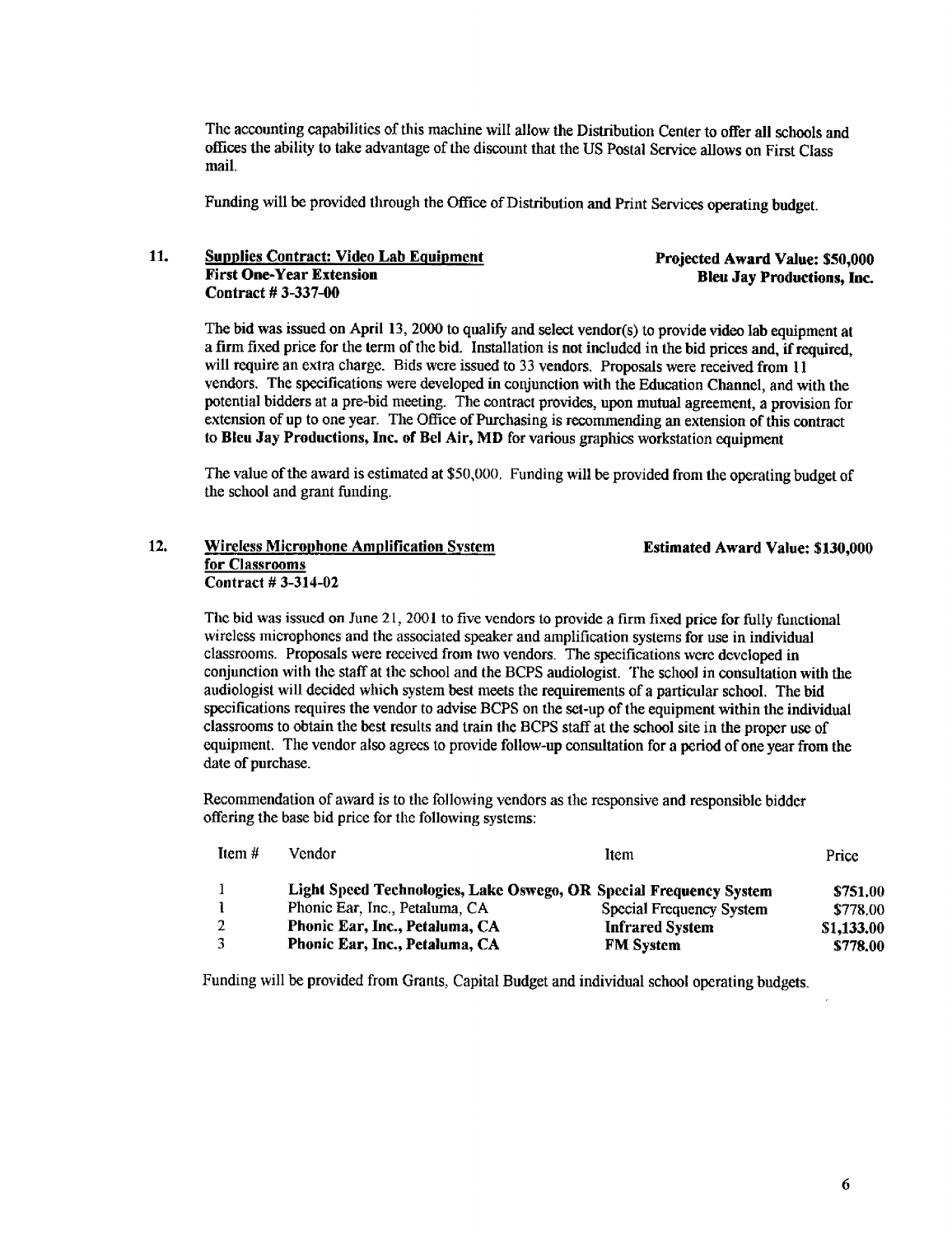The accounting capabilities of this machine will allow the Distribution Center to offer all schools and offices the ability to take advantage of the discount that the US Postal Service allows on First Class mail.

Funding will be provided through the Office of Distribution and Print Services operating budget.

**11. <u>Supplies Contract: Video Lab Equipment</u>**
**First One-Year Extension**
**Contract # 3-337-00**

**Projected Award Value: $50,000**
**Bleu Jay Productions, Inc.**

The bid was issued on April 13, 2000 to qualify and select vendor(s) to provide video lab equipment at a firm fixed price for the term of the bid. Installation is not included in the bid prices and, if required, will require an extra charge. Bids were issued to 33 vendors. Proposals were received from 11 vendors. The specifications were developed in conjunction with the Education Channel, and with the potential bidders at a pre-bid meeting. The contract provides, upon mutual agreement, a provision for extension of up to one year. The Office of Purchasing is recommending an extension of this contract to **Bleu Jay Productions, Inc. of Bel Air, MD** for various graphics workstation equipment

The value of the award is estimated at $50,000. Funding will be provided from the operating budget of the school and grant funding.

**12. <u>Wireless Microphone Amplification System for Classrooms</u>**
**Contract # 3-314-02**

**Estimated Award Value: $130,000**

The bid was issued on June 21, 2001 to five vendors to provide a firm fixed price for fully functional wireless microphones and the associated speaker and amplification systems for use in individual classrooms. Proposals were received from two vendors. The specifications were developed in conjunction with the staff at the school and the BCPS audiologist. The school in consultation with the audiologist will decided which system best meets the requirements of a particular school. The bid specifications requires the vendor to advise BCPS on the set-up of the equipment within the individual classrooms to obtain the best results and train the BCPS staff at the school site in the proper use of equipment. The vendor also agrees to provide follow-up consultation for a period of one year from the date of purchase.

Recommendation of award is to the following vendors as the responsive and responsible bidder offering the base bid price for the following systems:

| Item # | Vendor | Item | Price |
|---|---|---|---|
| 1 | **Light Speed Technologies, Lake Oswego, OR** | **Special Frequency System** | **$751.00** |
| 1 | Phonic Ear, Inc., Petaluma, CA | Special Frequency System | $778.00 |
| 2 | **Phonic Ear, Inc., Petaluma, CA** | **Infrared System** | **$1,133.00** |
| 3 | **Phonic Ear, Inc., Petaluma, CA** | **FM System** | **$778.00** |

Funding will be provided from Grants, Capital Budget and individual school operating budgets.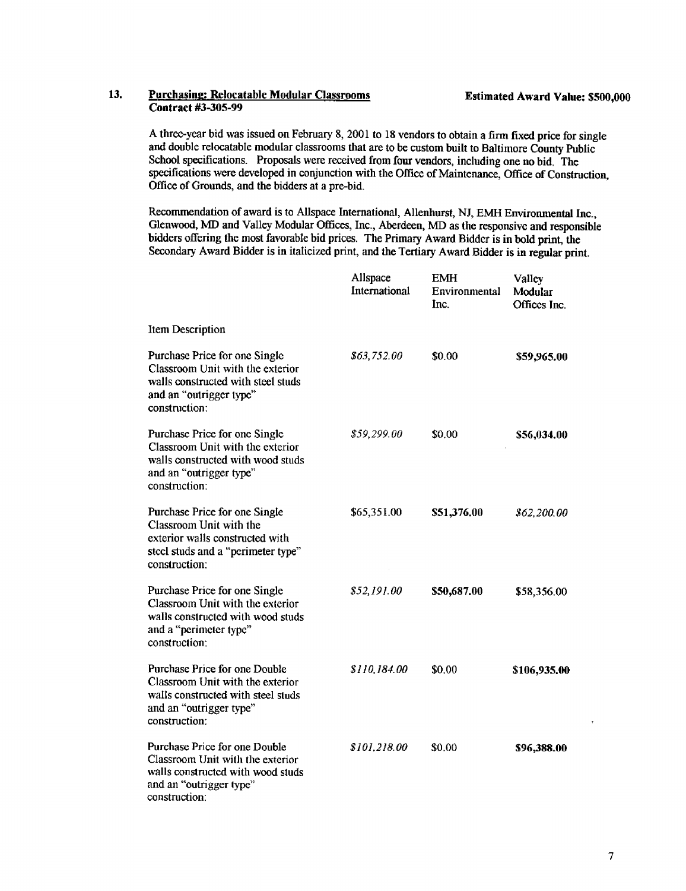**13. <u>Purchasing: Relocatable Modular Classrooms</u> Contract #3-305-99** **Estimated Award Value: $500,000**

A three-year bid was issued on February 8, 2001 to 18 vendors to obtain a firm fixed price for single and double relocatable modular classrooms that are to be custom built to Baltimore County Public School specifications. Proposals were received from four vendors, including one no bid. The specifications were developed in conjunction with the Office of Maintenance, Office of Construction, Office of Grounds, and the bidders at a pre-bid.

Recommendation of award is to Allspace International, Allenhurst, NJ, EMH Environmental Inc., Glenwood, MD and Valley Modular Offices, Inc., Aberdeen, MD as the responsive and responsible bidders offering the most favorable bid prices. The Primary Award Bidder is in bold print, the Secondary Award Bidder is in italicized print, and the Tertiary Award Bidder is in regular print.

| Item Description | Allspace International | EMH Environmental Inc. | Valley Modular Offices Inc. |
|---|---|---|---|
| Purchase Price for one Single Classroom Unit with the exterior walls constructed with steel studs and an "outrigger type" construction: | *$63,752.00* | $0.00 | **$59,965.00** |
| Purchase Price for one Single Classroom Unit with the exterior walls constructed with wood studs and an "outrigger type" construction: | *$59,299.00* | $0.00 | **$56,034.00** |
| Purchase Price for one Single Classroom Unit with the exterior walls constructed with steel studs and a "perimeter type" construction: | $65,351.00 | **$51,376.00** | *$62,200.00* |
| Purchase Price for one Single Classroom Unit with the exterior walls constructed with wood studs and a "perimeter type" construction: | *$52,191.00* | **$50,687.00** | $58,356.00 |
| Purchase Price for one Double Classroom Unit with the exterior walls constructed with steel studs and an "outrigger type" construction: | *$110,184.00* | $0.00 | **$106,935.00** |
| Purchase Price for one Double Classroom Unit with the exterior walls constructed with wood studs and an "outrigger type" construction: | *$101,218.00* | $0.00 | **$96,388.00** |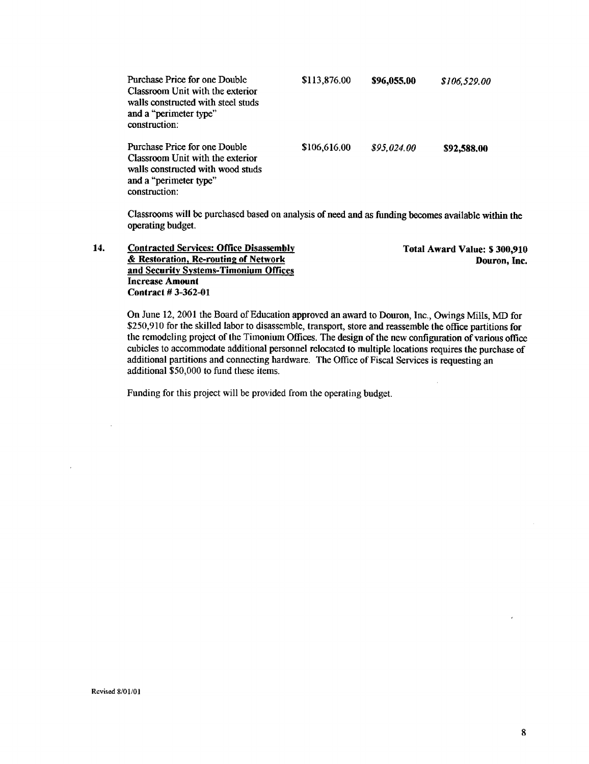| | | | |
|---|---|---|---|
| Purchase Price for one Double Classroom Unit with the exterior walls constructed with steel studs and a "perimeter type" construction: | $113,876.00 | **$96,055.00** | *$106,529.00* |
| Purchase Price for one Double Classroom Unit with the exterior walls constructed with wood studs and a "perimeter type" construction: | $106,616.00 | *$95,024.00* | **$92,588.00** |

Classrooms will be purchased based on analysis of need and as funding becomes available within the operating budget.

**14.** **<u>Contracted Services: Office Disassembly & Restoration, Re-routing of Network and Security Systems-Timonium Offices</u>**
**Increase Amount**
**Contract # 3-362-01**

**Total Award Value: $ 300,910**
**Douron, Inc.**

On June 12, 2001 the Board of Education approved an award to Douron, Inc., Owings Mills, MD for $250,910 for the skilled labor to disassemble, transport, store and reassemble the office partitions for the remodeling project of the Timonium Offices. The design of the new configuration of various office cubicles to accommodate additional personnel relocated to multiple locations requires the purchase of additional partitions and connecting hardware. The Office of Fiscal Services is requesting an additional $50,000 to fund these items.

Funding for this project will be provided from the operating budget.

Revised 8/01/01